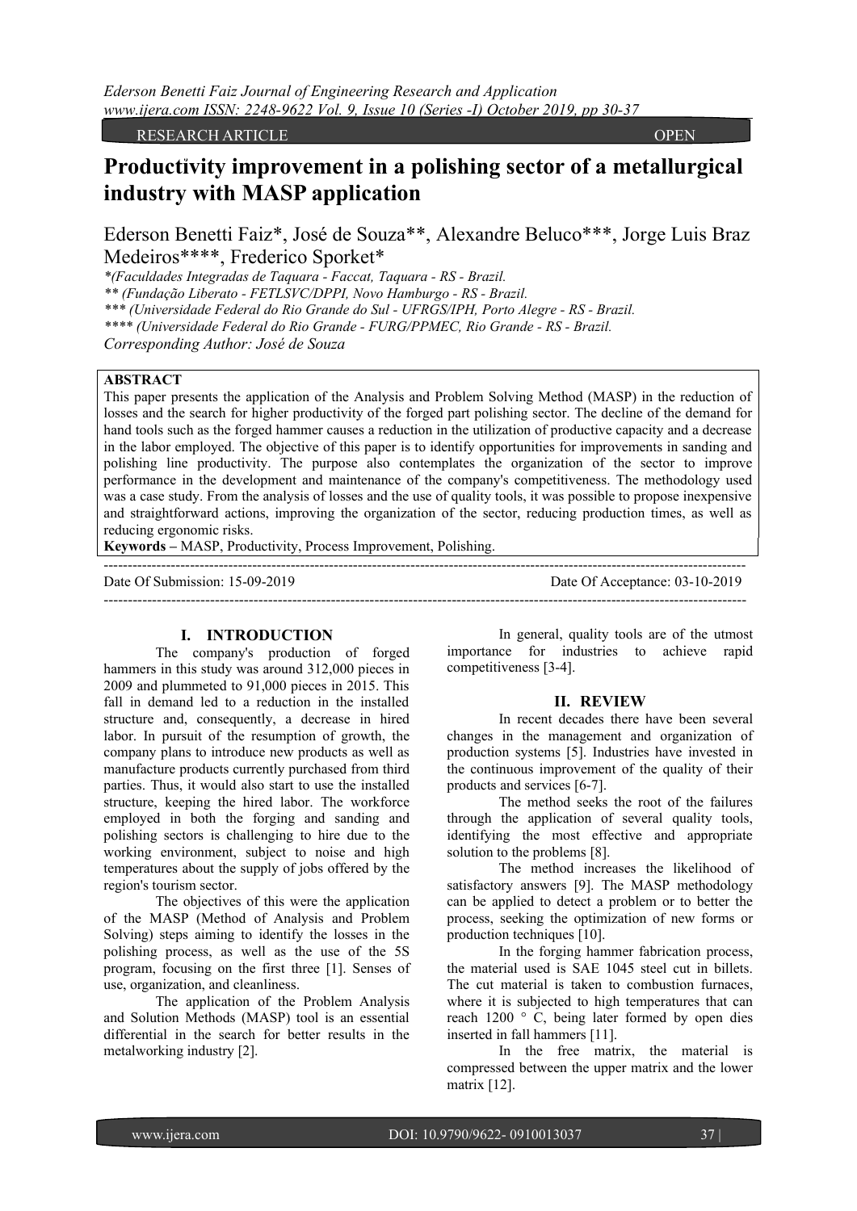RESEARCH ARTICLE OPEN

# Productivity improvement in a polishing sector of a metallurgical industry with MASP application

Ederson Benetti Faiz*, José de Souza**, Alexandre Beluco***, Jorge Luis Braz Medeiros****, Frederico Sporket*

*(Faculdades Integradas de Taquara - Faccat, Taquara - RS - Brazil.*
*** (Fundação Liberato - FETLSVC/DPPI, Novo Hamburgo - RS - Brazil.*
**** (Universidade Federal do Rio Grande do Sul - UFRGS/IPH, Porto Alegre - RS - Brazil.*
***** (Universidade Federal do Rio Grande - FURG/PPMEC, Rio Grande - RS - Brazil.*
*Corresponding Author: José de Souza*

**ABSTRACT**

This paper presents the application of the Analysis and Problem Solving Method (MASP) in the reduction of losses and the search for higher productivity of the forged part polishing sector. The decline of the demand for hand tools such as the forged hammer causes a reduction in the utilization of productive capacity and a decrease in the labor employed. The objective of this paper is to identify opportunities for improvements in sanding and polishing line productivity. The purpose also contemplates the organization of the sector to improve performance in the development and maintenance of the company's competitiveness. The methodology used was a case study. From the analysis of losses and the use of quality tools, it was possible to propose inexpensive and straightforward actions, improving the organization of the sector, reducing production times, as well as reducing ergonomic risks.

**Keywords –** MASP, Productivity, Process Improvement, Polishing.

Date Of Submission: 15-09-2019 Date Of Acceptance: 03-10-2019

## I. INTRODUCTION

The company's production of forged hammers in this study was around 312,000 pieces in 2009 and plummeted to 91,000 pieces in 2015. This fall in demand led to a reduction in the installed structure and, consequently, a decrease in hired labor. In pursuit of the resumption of growth, the company plans to introduce new products as well as manufacture products currently purchased from third parties. Thus, it would also start to use the installed structure, keeping the hired labor. The workforce employed in both the forging and sanding and polishing sectors is challenging to hire due to the working environment, subject to noise and high temperatures about the supply of jobs offered by the region's tourism sector.

The objectives of this were the application of the MASP (Method of Analysis and Problem Solving) steps aiming to identify the losses in the polishing process, as well as the use of the 5S program, focusing on the first three [1]. Senses of use, organization, and cleanliness.

The application of the Problem Analysis and Solution Methods (MASP) tool is an essential differential in the search for better results in the metalworking industry [2].

In general, quality tools are of the utmost importance for industries to achieve rapid competitiveness [3-4].

## II. REVIEW

In recent decades there have been several changes in the management and organization of production systems [5]. Industries have invested in the continuous improvement of the quality of their products and services [6-7].

The method seeks the root of the failures through the application of several quality tools, identifying the most effective and appropriate solution to the problems [8].

The method increases the likelihood of satisfactory answers [9]. The MASP methodology can be applied to detect a problem or to better the process, seeking the optimization of new forms or production techniques [10].

In the forging hammer fabrication process, the material used is SAE 1045 steel cut in billets. The cut material is taken to combustion furnaces, where it is subjected to high temperatures that can reach 1200 ° C, being later formed by open dies inserted in fall hammers [11].

In the free matrix, the material is compressed between the upper matrix and the lower matrix [12].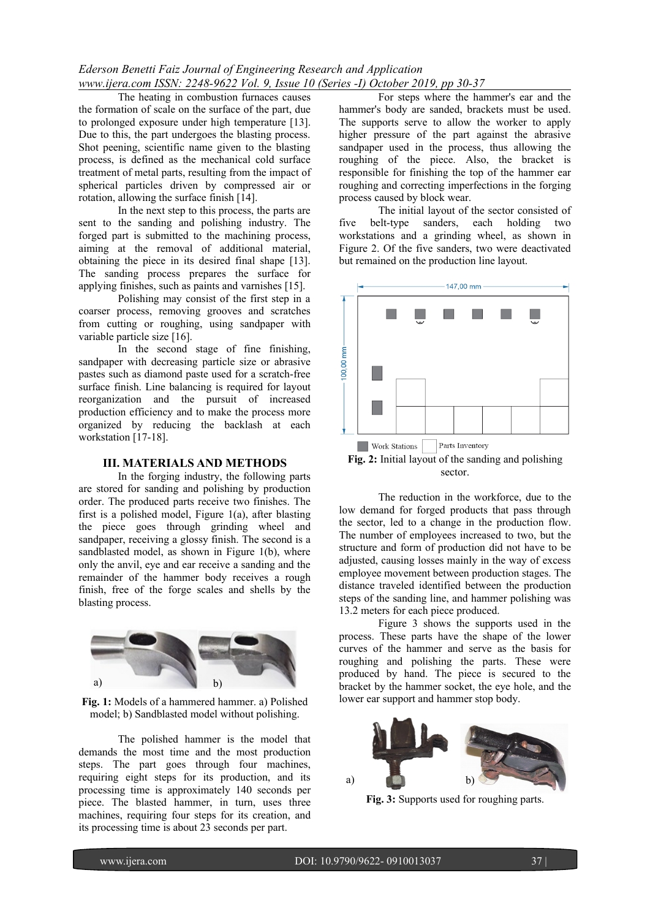The heating in combustion furnaces causes the formation of scale on the surface of the part, due to prolonged exposure under high temperature [13]. Due to this, the part undergoes the blasting process. Shot peening, scientific name given to the blasting process, is defined as the mechanical cold surface treatment of metal parts, resulting from the impact of spherical particles driven by compressed air or rotation, allowing the surface finish [14].

In the next step to this process, the parts are sent to the sanding and polishing industry. The forged part is submitted to the machining process, aiming at the removal of additional material, obtaining the piece in its desired final shape [13]. The sanding process prepares the surface for applying finishes, such as paints and varnishes [15].

Polishing may consist of the first step in a coarser process, removing grooves and scratches from cutting or roughing, using sandpaper with variable particle size [16].

In the second stage of fine finishing, sandpaper with decreasing particle size or abrasive pastes such as diamond paste used for a scratch-free surface finish. Line balancing is required for layout reorganization and the pursuit of increased production efficiency and to make the process more organized by reducing the backlash at each workstation [17-18].

## III. MATERIALS AND METHODS

In the forging industry, the following parts are stored for sanding and polishing by production order. The produced parts receive two finishes. The first is a polished model, Figure 1(a), after blasting the piece goes through grinding wheel and sandpaper, receiving a glossy finish. The second is a sandblasted model, as shown in Figure 1(b), where only the anvil, eye and ear receive a sanding and the remainder of the hammer body receives a rough finish, free of the forge scales and shells by the blasting process.

a) b)

**Fig. 1:** Models of a hammered hammer. a) Polished model; b) Sandblasted model without polishing.

The polished hammer is the model that demands the most time and the most production steps. The part goes through four machines, requiring eight steps for its production, and its processing time is approximately 140 seconds per piece. The blasted hammer, in turn, uses three machines, requiring four steps for its creation, and its processing time is about 23 seconds per part.

For steps where the hammer's ear and the hammer's body are sanded, brackets must be used. The supports serve to allow the worker to apply higher pressure of the part against the abrasive sandpaper used in the process, thus allowing the roughing of the piece. Also, the bracket is responsible for finishing the top of the hammer ear roughing and correcting imperfections in the forging process caused by block wear.

The initial layout of the sector consisted of five belt-type sanders, each holding two workstations and a grinding wheel, as shown in Figure 2. Of the five sanders, two were deactivated but remained on the production line layout.

147,00 mm
100,00 mm
Work Stations
Parts Inventory

**Fig. 2:** Initial layout of the sanding and polishing sector.

The reduction in the workforce, due to the low demand for forged products that pass through the sector, led to a change in the production flow. The number of employees increased to two, but the structure and form of production did not have to be adjusted, causing losses mainly in the way of excess employee movement between production stages. The distance traveled identified between the production steps of the sanding line, and hammer polishing was 13.2 meters for each piece produced.

Figure 3 shows the supports used in the process. These parts have the shape of the lower curves of the hammer and serve as the basis for roughing and polishing the parts. These were produced by hand. The piece is secured to the bracket by the hammer socket, the eye hole, and the lower ear support and hammer stop body.

a) b)

**Fig. 3:** Supports used for roughing parts.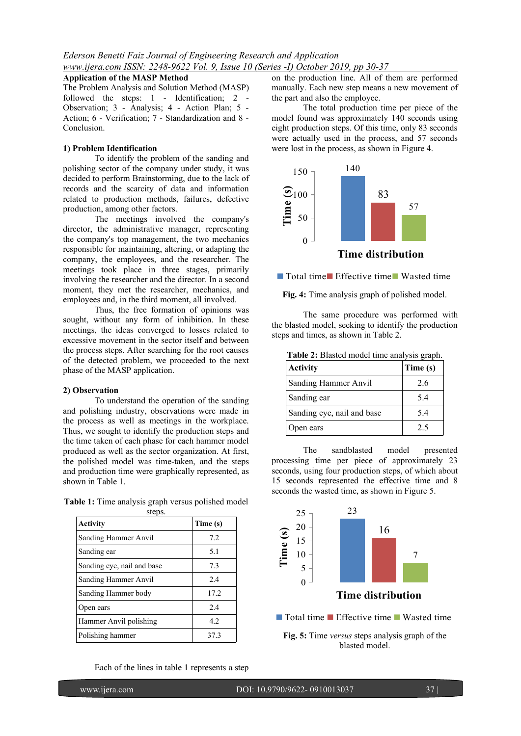**Application of the MASP Method**

The Problem Analysis and Solution Method (MASP) followed the steps: 1 - Identification; 2 - Observation; 3 - Analysis; 4 - Action Plan; 5 - Action; 6 - Verification; 7 - Standardization and 8 - Conclusion.

**1) Problem Identification**

To identify the problem of the sanding and polishing sector of the company under study, it was decided to perform Brainstorming, due to the lack of records and the scarcity of data and information related to production methods, failures, defective production, among other factors.

The meetings involved the company's director, the administrative manager, representing the company's top management, the two mechanics responsible for maintaining, altering, or adapting the company, the employees, and the researcher. The meetings took place in three stages, primarily involving the researcher and the director. In a second moment, they met the researcher, mechanics, and employees and, in the third moment, all involved.

Thus, the free formation of opinions was sought, without any form of inhibition. In these meetings, the ideas converged to losses related to excessive movement in the sector itself and between the process steps. After searching for the root causes of the detected problem, we proceeded to the next phase of the MASP application.

**2) Observation**

To understand the operation of the sanding and polishing industry, observations were made in the process as well as meetings in the workplace. Thus, we sought to identify the production steps and the time taken of each phase for each hammer model produced as well as the sector organization. At first, the polished model was time-taken, and the steps and production time were graphically represented, as shown in Table 1.

**Table 1:** Time analysis graph versus polished model steps.

| Activity | Time (s) |
|---|---|
| Sanding Hammer Anvil | 7.2 |
| Sanding ear | 5.1 |
| Sanding eye, nail and base | 7.3 |
| Sanding Hammer Anvil | 2.4 |
| Sanding Hammer body | 17.2 |
| Open ears | 2.4 |
| Hammer Anvil polishing | 4.2 |
| Polishing hammer | 37.3 |

Each of the lines in table 1 represents a step on the production line. All of them are performed manually. Each new step means a new movement of the part and also the employee.

The total production time per piece of the model found was approximately 140 seconds using eight production steps. Of this time, only 83 seconds were actually used in the process, and 57 seconds were lost in the process, as shown in Figure 4.

Time (s)
150
100
50
0
140
83
57
Time distribution
Total time Effective time Wasted time

**Fig. 4:** Time analysis graph of polished model.

The same procedure was performed with the blasted model, seeking to identify the production steps and times, as shown in Table 2.

**Table 2:** Blasted model time analysis graph.

| Activity | Time (s) |
|---|---|
| Sanding Hammer Anvil | 2.6 |
| Sanding ear | 5.4 |
| Sanding eye, nail and base | 5.4 |
| Open ears | 2.5 |

The sandblasted model presented processing time per piece of approximately 23 seconds, using four production steps, of which about 15 seconds represented the effective time and 8 seconds the wasted time, as shown in Figure 5.

Time (s)
25
20
15
10
5
0
23
16
7
Time distribution
Total time Effective time Wasted time

**Fig. 5:** Time *versus* steps analysis graph of the blasted model.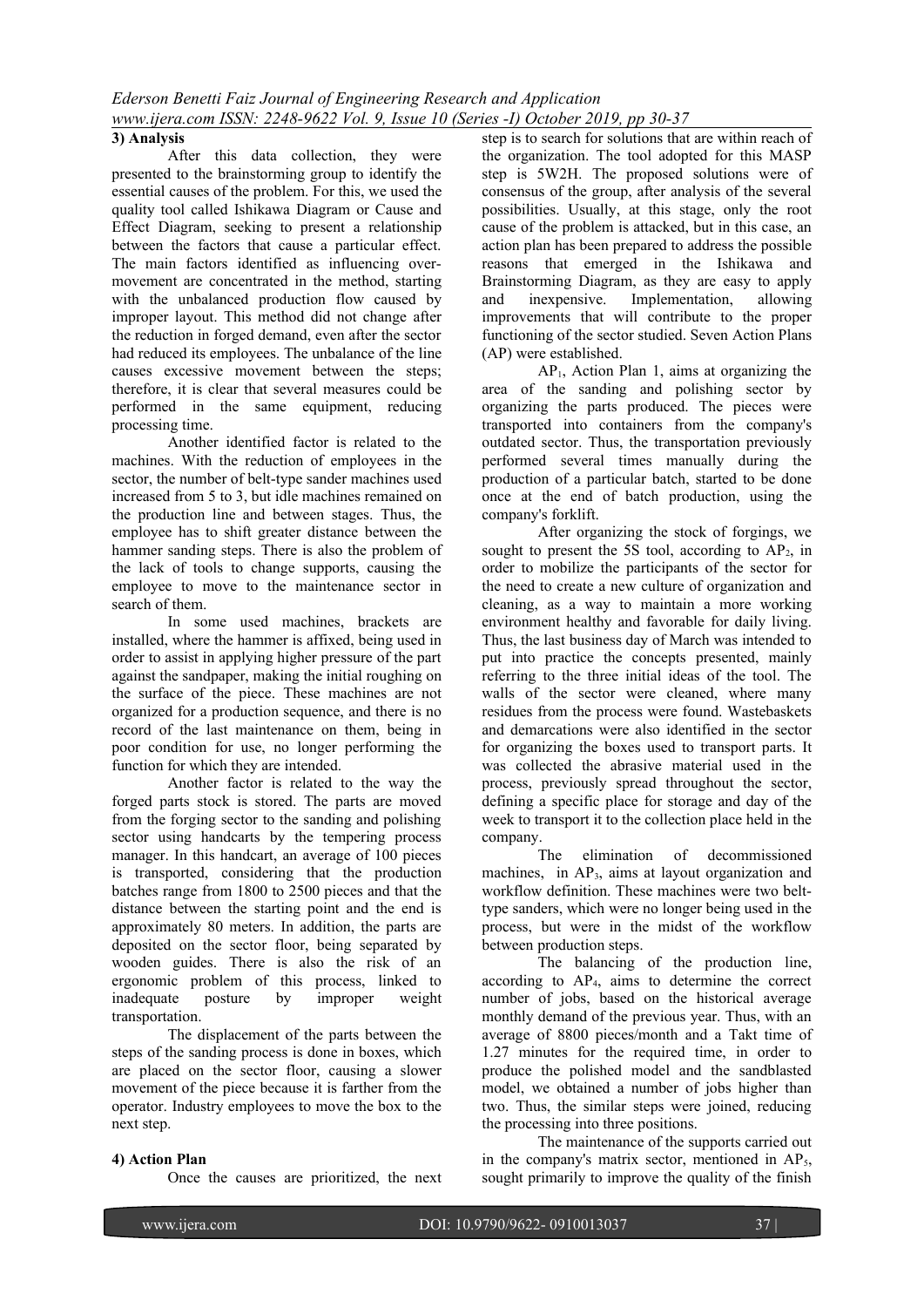### 3) Analysis

After this data collection, they were presented to the brainstorming group to identify the essential causes of the problem. For this, we used the quality tool called Ishikawa Diagram or Cause and Effect Diagram, seeking to present a relationship between the factors that cause a particular effect. The main factors identified as influencing over-movement are concentrated in the method, starting with the unbalanced production flow caused by improper layout. This method did not change after the reduction in forged demand, even after the sector had reduced its employees. The unbalance of the line causes excessive movement between the steps; therefore, it is clear that several measures could be performed in the same equipment, reducing processing time.

Another identified factor is related to the machines. With the reduction of employees in the sector, the number of belt-type sander machines used increased from 5 to 3, but idle machines remained on the production line and between stages. Thus, the employee has to shift greater distance between the hammer sanding steps. There is also the problem of the lack of tools to change supports, causing the employee to move to the maintenance sector in search of them.

In some used machines, brackets are installed, where the hammer is affixed, being used in order to assist in applying higher pressure of the part against the sandpaper, making the initial roughing on the surface of the piece. These machines are not organized for a production sequence, and there is no record of the last maintenance on them, being in poor condition for use, no longer performing the function for which they are intended.

Another factor is related to the way the forged parts stock is stored. The parts are moved from the forging sector to the sanding and polishing sector using handcarts by the tempering process manager. In this handcart, an average of 100 pieces is transported, considering that the production batches range from 1800 to 2500 pieces and that the distance between the starting point and the end is approximately 80 meters. In addition, the parts are deposited on the sector floor, being separated by wooden guides. There is also the risk of an ergonomic problem of this process, linked to inadequate posture by improper weight transportation.

The displacement of the parts between the steps of the sanding process is done in boxes, which are placed on the sector floor, causing a slower movement of the piece because it is farther from the operator. Industry employees to move the box to the next step.

### 4) Action Plan

Once the causes are prioritized, the next step is to search for solutions that are within reach of the organization. The tool adopted for this MASP step is 5W2H. The proposed solutions were of consensus of the group, after analysis of the several possibilities. Usually, at this stage, only the root cause of the problem is attacked, but in this case, an action plan has been prepared to address the possible reasons that emerged in the Ishikawa and Brainstorming Diagram, as they are easy to apply and inexpensive. Implementation, allowing improvements that will contribute to the proper functioning of the sector studied. Seven Action Plans (AP) were established.

$AP_1$, Action Plan 1, aims at organizing the area of the sanding and polishing sector by organizing the parts produced. The pieces were transported into containers from the company's outdated sector. Thus, the transportation previously performed several times manually during the production of a particular batch, started to be done once at the end of batch production, using the company's forklift.

After organizing the stock of forgings, we sought to present the 5S tool, according to $AP_2$, in order to mobilize the participants of the sector for the need to create a new culture of organization and cleaning, as a way to maintain a more working environment healthy and favorable for daily living. Thus, the last business day of March was intended to put into practice the concepts presented, mainly referring to the three initial ideas of the tool. The walls of the sector were cleaned, where many residues from the process were found. Wastebaskets and demarcations were also identified in the sector for organizing the boxes used to transport parts. It was collected the abrasive material used in the process, previously spread throughout the sector, defining a specific place for storage and day of the week to transport it to the collection place held in the company.

The elimination of decommissioned machines, in $AP_3$, aims at layout organization and workflow definition. These machines were two belt-type sanders, which were no longer being used in the process, but were in the midst of the workflow between production steps.

The balancing of the production line, according to $AP_4$, aims to determine the correct number of jobs, based on the historical average monthly demand of the previous year. Thus, with an average of 8800 pieces/month and a Takt time of 1.27 minutes for the required time, in order to produce the polished model and the sandblasted model, we obtained a number of jobs higher than two. Thus, the similar steps were joined, reducing the processing into three positions.

The maintenance of the supports carried out in the company's matrix sector, mentioned in $AP_5$, sought primarily to improve the quality of the finish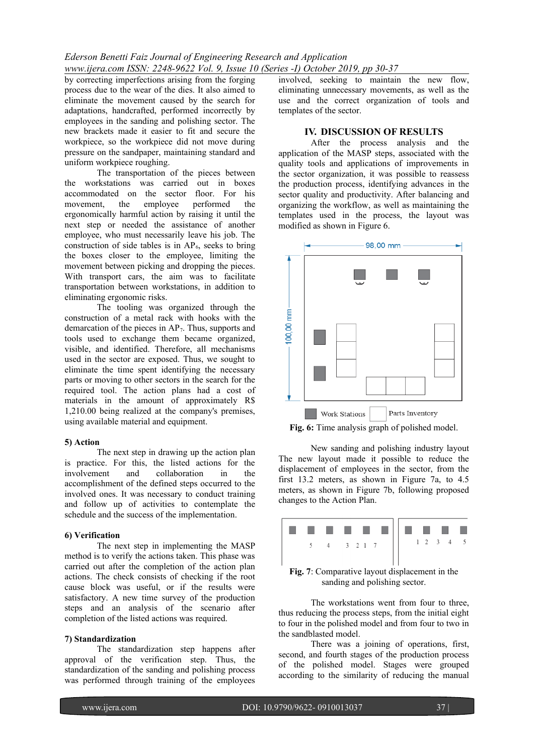by correcting imperfections arising from the forging process due to the wear of the dies. It also aimed to eliminate the movement caused by the search for adaptations, handcrafted, performed incorrectly by employees in the sanding and polishing sector. The new brackets made it easier to fit and secure the workpiece, so the workpiece did not move during pressure on the sandpaper, maintaining standard and uniform workpiece roughing.

The transportation of the pieces between the workstations was carried out in boxes accommodated on the sector floor. For his movement, the employee performed the ergonomically harmful action by raising it until the next step or needed the assistance of another employee, who must necessarily leave his job. The construction of side tables is in $AP_6$, seeks to bring the boxes closer to the employee, limiting the movement between picking and dropping the pieces. With transport cars, the aim was to facilitate transportation between workstations, in addition to eliminating ergonomic risks.

The tooling was organized through the construction of a metal rack with hooks with the demarcation of the pieces in $AP_7$. Thus, supports and tools used to exchange them became organized, visible, and identified. Therefore, all mechanisms used in the sector are exposed. Thus, we sought to eliminate the time spent identifying the necessary parts or moving to other sectors in the search for the required tool. The action plans had a cost of materials in the amount of approximately R$ 1,210.00 being realized at the company's premises, using available material and equipment.

**5) Action**

The next step in drawing up the action plan is practice. For this, the listed actions for the involvement and collaboration in the accomplishment of the defined steps occurred to the involved ones. It was necessary to conduct training and follow up of activities to contemplate the schedule and the success of the implementation.

**6) Verification**

The next step in implementing the MASP method is to verify the actions taken. This phase was carried out after the completion of the action plan actions. The check consists of checking if the root cause block was useful, or if the results were satisfactory. A new time survey of the production steps and an analysis of the scenario after completion of the listed actions was required.

**7) Standardization**

The standardization step happens after approval of the verification step. Thus, the standardization of the sanding and polishing process was performed through training of the employees involved, seeking to maintain the new flow, eliminating unnecessary movements, as well as the use and the correct organization of tools and templates of the sector.

## IV. DISCUSSION OF RESULTS

After the process analysis and the application of the MASP steps, associated with the quality tools and applications of improvements in the sector organization, it was possible to reassess the production process, identifying advances in the sector quality and productivity. After balancing and organizing the workflow, as well as maintaining the templates used in the process, the layout was modified as shown in Figure 6.

98,00 mm

100,00 mm

Work Stations

Parts Inventory

**Fig. 6:** Time analysis graph of polished model.

New sanding and polishing industry layout

The new layout made it possible to reduce the displacement of employees in the sector, from the first 13.2 meters, as shown in Figure 7a, to 4.5 meters, as shown in Figure 7b, following proposed changes to the Action Plan.

5 4 3 2 1 7

1 2 3 4 5

**Fig. 7**: Comparative layout displacement in the sanding and polishing sector.

The workstations went from four to three, thus reducing the process steps, from the initial eight to four in the polished model and from four to two in the sandblasted model.

There was a joining of operations, first, second, and fourth stages of the production process of the polished model. Stages were grouped according to the similarity of reducing the manual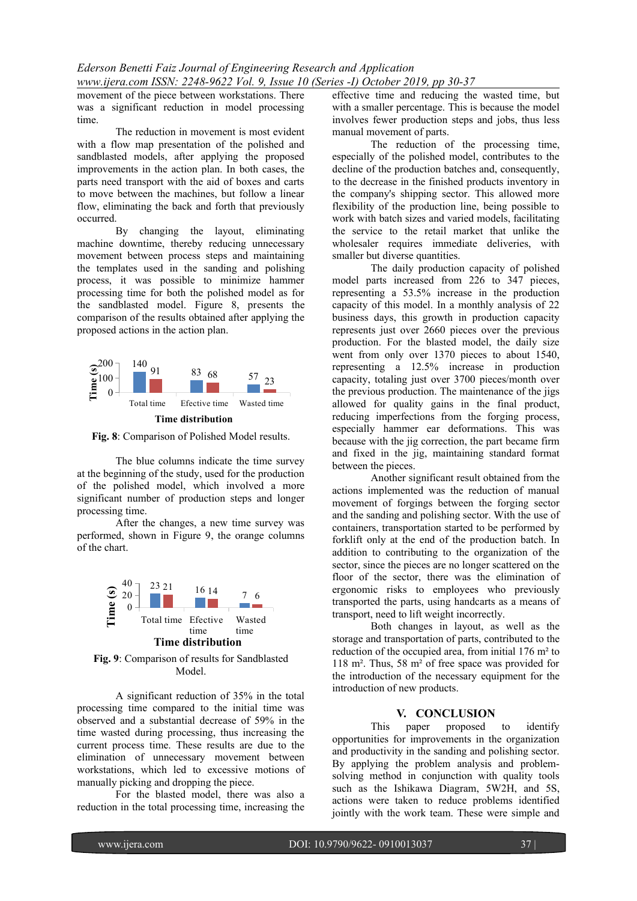movement of the piece between workstations. There was a significant reduction in model processing time.

The reduction in movement is most evident with a flow map presentation of the polished and sandblasted models, after applying the proposed improvements in the action plan. In both cases, the parts need transport with the aid of boxes and carts to move between the machines, but follow a linear flow, eliminating the back and forth that previously occurred.

By changing the layout, eliminating machine downtime, thereby reducing unnecessary movement between process steps and maintaining the templates used in the sanding and polishing process, it was possible to minimize hammer processing time for both the polished model as for the sandblasted model. Figure 8, presents the comparison of the results obtained after applying the proposed actions in the action plan.

| Time distribution | Total time | Efective time | Wasted time |
|---|---|---|---|
| Time (s) – before | 140 | 83 | 57 |
| Time (s) – after | 91 | 68 | 23 |

**Fig. 8**: Comparison of Polished Model results.

The blue columns indicate the time survey at the beginning of the study, used for the production of the polished model, which involved a more significant number of production steps and longer processing time.

After the changes, a new time survey was performed, shown in Figure 9, the orange columns of the chart.

| Time distribution | Total time | Efective time | Wasted time |
|---|---|---|---|
| Time (s) – before | 23 | 16 | 7 |
| Time (s) – after | 21 | 14 | 6 |

**Fig. 9**: Comparison of results for Sandblasted Model.

A significant reduction of 35% in the total processing time compared to the initial time was observed and a substantial decrease of 59% in the time wasted during processing, thus increasing the current process time. These results are due to the elimination of unnecessary movement between workstations, which led to excessive motions of manually picking and dropping the piece.

For the blasted model, there was also a reduction in the total processing time, increasing the effective time and reducing the wasted time, but with a smaller percentage. This is because the model involves fewer production steps and jobs, thus less manual movement of parts.

The reduction of the processing time, especially of the polished model, contributes to the decline of the production batches and, consequently, to the decrease in the finished products inventory in the company's shipping sector. This allowed more flexibility of the production line, being possible to work with batch sizes and varied models, facilitating the service to the retail market that unlike the wholesaler requires immediate deliveries, with smaller but diverse quantities.

The daily production capacity of polished model parts increased from 226 to 347 pieces, representing a 53.5% increase in the production capacity of this model. In a monthly analysis of 22 business days, this growth in production capacity represents just over 2660 pieces over the previous production. For the blasted model, the daily size went from only over 1370 pieces to about 1540, representing a 12.5% increase in production capacity, totaling just over 3700 pieces/month over the previous production. The maintenance of the jigs allowed for quality gains in the final product, reducing imperfections from the forging process, especially hammer ear deformations. This was because with the jig correction, the part became firm and fixed in the jig, maintaining standard format between the pieces.

Another significant result obtained from the actions implemented was the reduction of manual movement of forgings between the forging sector and the sanding and polishing sector. With the use of containers, transportation started to be performed by forklift only at the end of the production batch. In addition to contributing to the organization of the sector, since the pieces are no longer scattered on the floor of the sector, there was the elimination of ergonomic risks to employees who previously transported the parts, using handcarts as a means of transport, need to lift weight incorrectly.

Both changes in layout, as well as the storage and transportation of parts, contributed to the reduction of the occupied area, from initial 176 m² to 118 m². Thus, 58 m² of free space was provided for the introduction of the necessary equipment for the introduction of new products.

## V. CONCLUSION

This paper proposed to identify opportunities for improvements in the organization and productivity in the sanding and polishing sector. By applying the problem analysis and problem-solving method in conjunction with quality tools such as the Ishikawa Diagram, 5W2H, and 5S, actions were taken to reduce problems identified jointly with the work team. These were simple and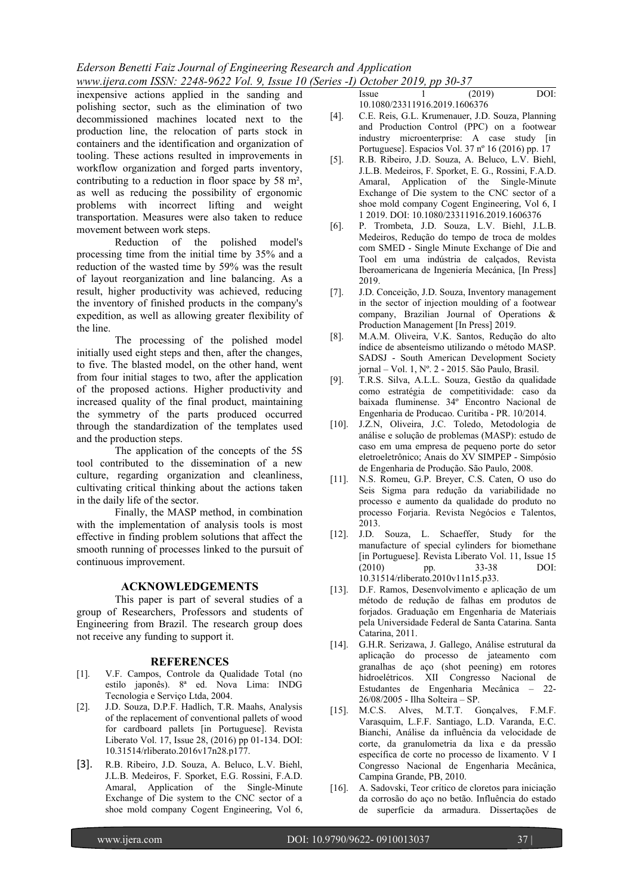inexpensive actions applied in the sanding and polishing sector, such as the elimination of two decommissioned machines located next to the production line, the relocation of parts stock in containers and the identification and organization of tooling. These actions resulted in improvements in workflow organization and forged parts inventory, contributing to a reduction in floor space by 58 m², as well as reducing the possibility of ergonomic problems with incorrect lifting and weight transportation. Measures were also taken to reduce movement between work steps.

Reduction of the polished model's processing time from the initial time by 35% and a reduction of the wasted time by 59% was the result of layout reorganization and line balancing. As a result, higher productivity was achieved, reducing the inventory of finished products in the company's expedition, as well as allowing greater flexibility of the line.

The processing of the polished model initially used eight steps and then, after the changes, to five. The blasted model, on the other hand, went from four initial stages to two, after the application of the proposed actions. Higher productivity and increased quality of the final product, maintaining the symmetry of the parts produced occurred through the standardization of the templates used and the production steps.

The application of the concepts of the 5S tool contributed to the dissemination of a new culture, regarding organization and cleanliness, cultivating critical thinking about the actions taken in the daily life of the sector.

Finally, the MASP method, in combination with the implementation of analysis tools is most effective in finding problem solutions that affect the smooth running of processes linked to the pursuit of continuous improvement.

## ACKNOWLEDGEMENTS

This paper is part of several studies of a group of Researchers, Professors and students of Engineering from Brazil. The research group does not receive any funding to support it.

## REFERENCES

[1]. V.F. Campos, Controle da Qualidade Total (no estilo japonês). 8ª ed. Nova Lima: INDG Tecnologia e Serviço Ltda, 2004.

[2]. J.D. Souza, D.P.F. Hadlich, T.R. Maahs, Analysis of the replacement of conventional pallets of wood for cardboard pallets [in Portuguese]. Revista Liberato Vol. 17, Issue 28, (2016) pp 01-134. DOI: 10.31514/rliberato.2016v17n28.p177.

[3]. R.B. Ribeiro, J.D. Souza, A. Beluco, L.V. Biehl, J.L.B. Medeiros, F. Sporket, E.G. Rossini, F.A.D. Amaral, Application of the Single-Minute Exchange of Die system to the CNC sector of a shoe mold company Cogent Engineering, Vol 6, Issue 1 (2019) DOI: 10.1080/23311916.2019.1606376

[4]. C.E. Reis, G.L. Krumenauer, J.D. Souza, Planning and Production Control (PPC) on a footwear industry microenterprise: A case study [in Portuguese]. Espacios Vol. 37 nº 16 (2016) pp. 17

[5]. R.B. Ribeiro, J.D. Souza, A. Beluco, L.V. Biehl, J.L.B. Medeiros, F. Sporket, E. G., Rossini, F.A.D. Amaral, Application of the Single-Minute Exchange of Die system to the CNC sector of a shoe mold company Cogent Engineering, Vol 6, I 1 2019. DOI: 10.1080/23311916.2019.1606376

[6]. P. Trombeta, J.D. Souza, L.V. Biehl, J.L.B. Medeiros, Redução do tempo de troca de moldes com SMED - Single Minute Exchange of Die and Tool em uma indústria de calçados, Revista Iberoamericana de Ingeniería Mecánica, [In Press] 2019.

[7]. J.D. Conceição, J.D. Souza, Inventory management in the sector of injection moulding of a footwear company, Brazilian Journal of Operations & Production Management [In Press] 2019.

[8]. M.A.M. Oliveira, V.K. Santos, Redução do alto índice de absenteísmo utilizando o método MASP. SADSJ - South American Development Society jornal – Vol. 1, Nº. 2 - 2015. São Paulo, Brasil.

[9]. T.R.S. Silva, A.L.L. Souza, Gestão da qualidade como estratégia de competitividade: caso da baixada fluminense. 34º Encontro Nacional de Engenharia de Producao. Curitiba - PR. 10/2014.

[10]. J.Z.N, Oliveira, J.C. Toledo, Metodologia de análise e solução de problemas (MASP): estudo de caso em uma empresa de pequeno porte do setor eletroeletrônico; Anais do XV SIMPEP - Simpósio de Engenharia de Produção. São Paulo, 2008.

[11]. N.S. Romeu, G.P. Breyer, C.S. Caten, O uso do Seis Sigma para redução da variabilidade no processo e aumento da qualidade do produto no processo Forjaria. Revista Negócios e Talentos, 2013.

[12]. J.D. Souza, L. Schaeffer, Study for the manufacture of special cylinders for biomethane [in Portuguese]. Revista Liberato Vol. 11, Issue 15 (2010) pp. 33-38 DOI: 10.31514/rliberato.2010v11n15.p33.

[13]. D.F. Ramos, Desenvolvimento e aplicação de um método de redução de falhas em produtos de forjados. Graduação em Engenharia de Materiais pela Universidade Federal de Santa Catarina. Santa Catarina, 2011.

[14]. G.H.R. Serizawa, J. Gallego, Análise estrutural da aplicação do processo de jateamento com granalhas de aço (shot peening) em rotores hidroelétricos. XII Congresso Nacional de Estudantes de Engenharia Mecânica – 22-26/08/2005 - Ilha Solteira – SP.

[15]. M.C.S. Alves, M.T.T. Gonçalves, F.M.F. Varasquim, L.F.F. Santiago, L.D. Varanda, E.C. Bianchi, Análise da influência da velocidade de corte, da granulometria da lixa e da pressão específica de corte no processo de lixamento. V I Congresso Nacional de Engenharia Mecânica, Campina Grande, PB, 2010.

[16]. A. Sadovski, Teor crítico de cloretos para iniciação da corrosão do aço no betão. Influência do estado de superfície da armadura. Dissertações de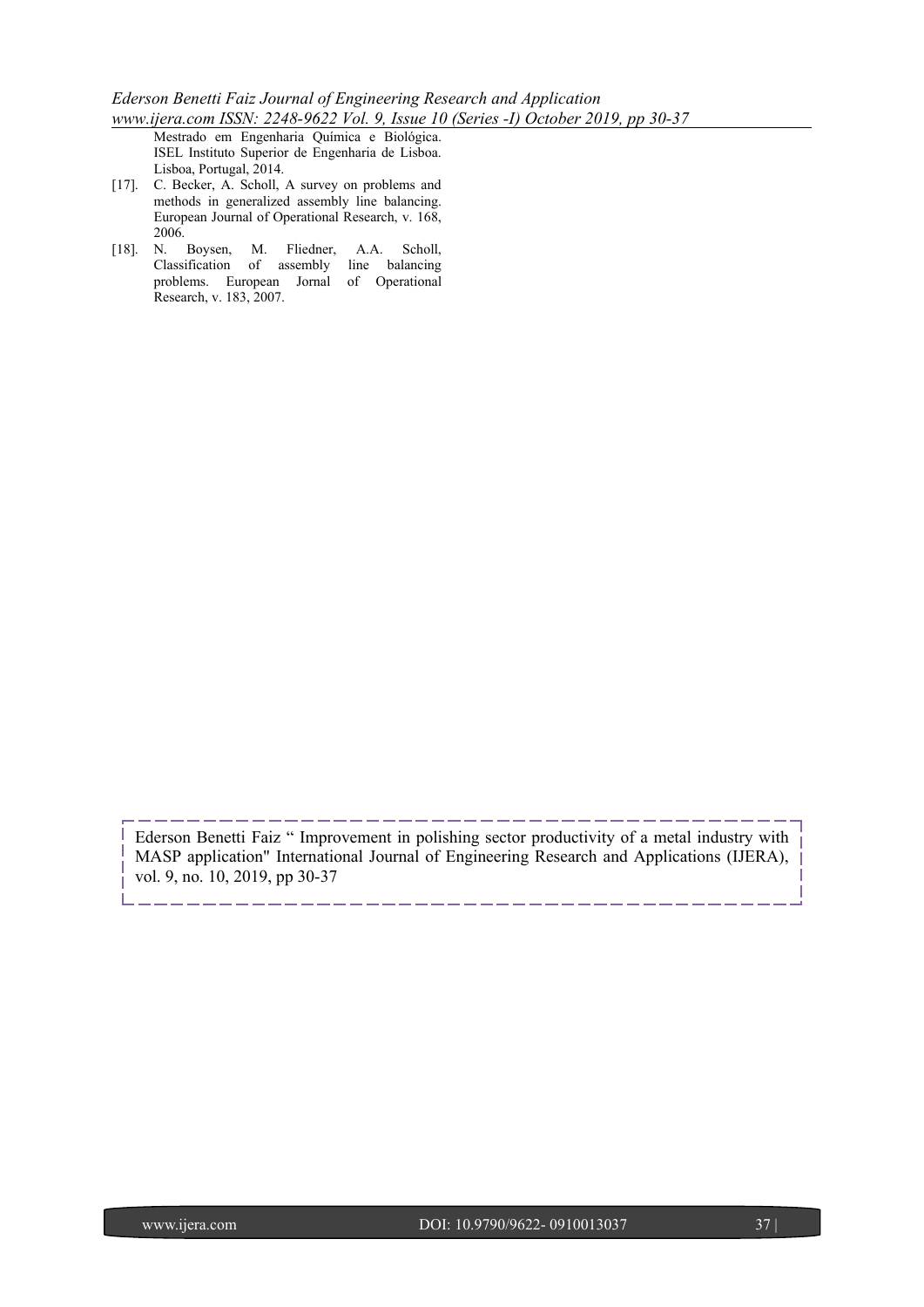Mestrado em Engenharia Química e Biológica. ISEL Instituto Superior de Engenharia de Lisboa. Lisboa, Portugal, 2014.

[17]. C. Becker, A. Scholl, A survey on problems and methods in generalized assembly line balancing. European Journal of Operational Research, v. 168, 2006.

[18]. N. Boysen, M. Fliedner, A.A. Scholl, Classification of assembly line balancing problems. European Jornal of Operational Research, v. 183, 2007.

Ederson Benetti Faiz " Improvement in polishing sector productivity of a metal industry with MASP application" International Journal of Engineering Research and Applications (IJERA), vol. 9, no. 10, 2019, pp 30-37